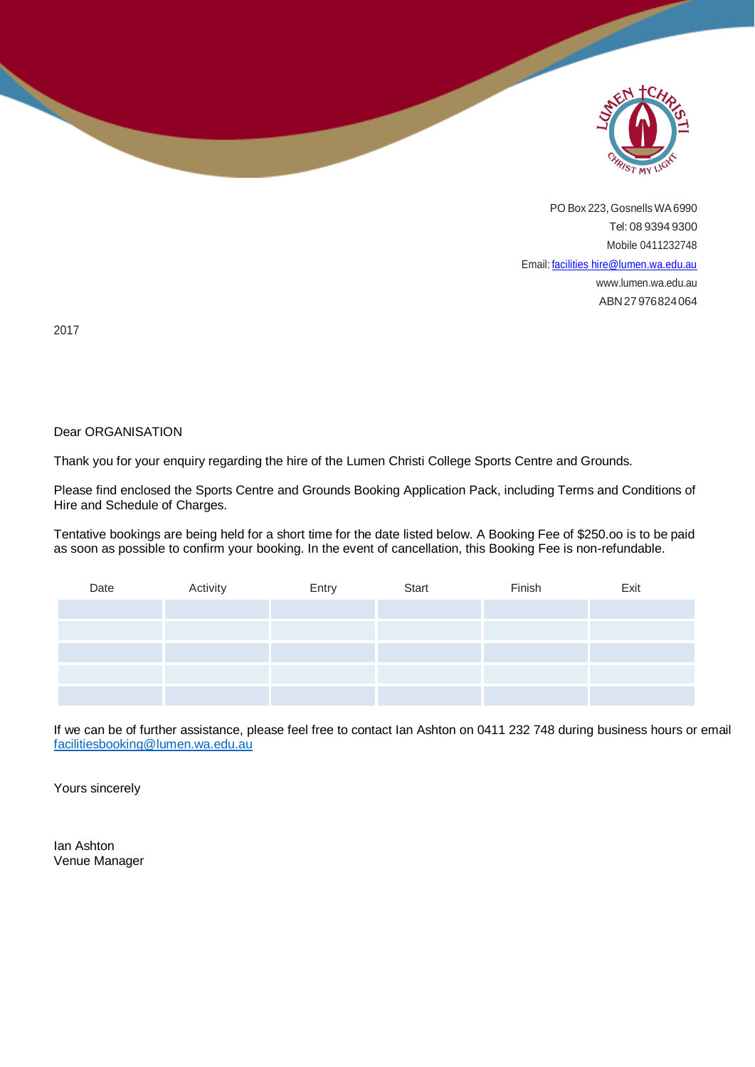PO Box 223, Gosnells WA 6990
Tel: 08 9394 9300
Mobile 0411232748
Email: facilities hire@lumen.wa.edu.au
www.lumen.wa.edu.au
ABN 27 976 824 064

2017

Dear ORGANISATION

Thank you for your enquiry regarding the hire of the Lumen Christi College Sports Centre and Grounds.

Please find enclosed the Sports Centre and Grounds Booking Application Pack, including Terms and Conditions of Hire and Schedule of Charges.

Tentative bookings are being held for a short time for the date listed below. A Booking Fee of $250.oo is to be paid as soon as possible to confirm your booking. In the event of cancellation, this Booking Fee is non-refundable.

| Date | Activity | Entry | Start | Finish | Exit |
| --- | --- | --- | --- | --- | --- |
| | | | | | |
| | | | | | |
| | | | | | |
| | | | | | |
| | | | | | |

If we can be of further assistance, please feel free to contact Ian Ashton on 0411 232 748 during business hours or email facilitiesbooking@lumen.wa.edu.au

Yours sincerely

Ian Ashton
Venue Manager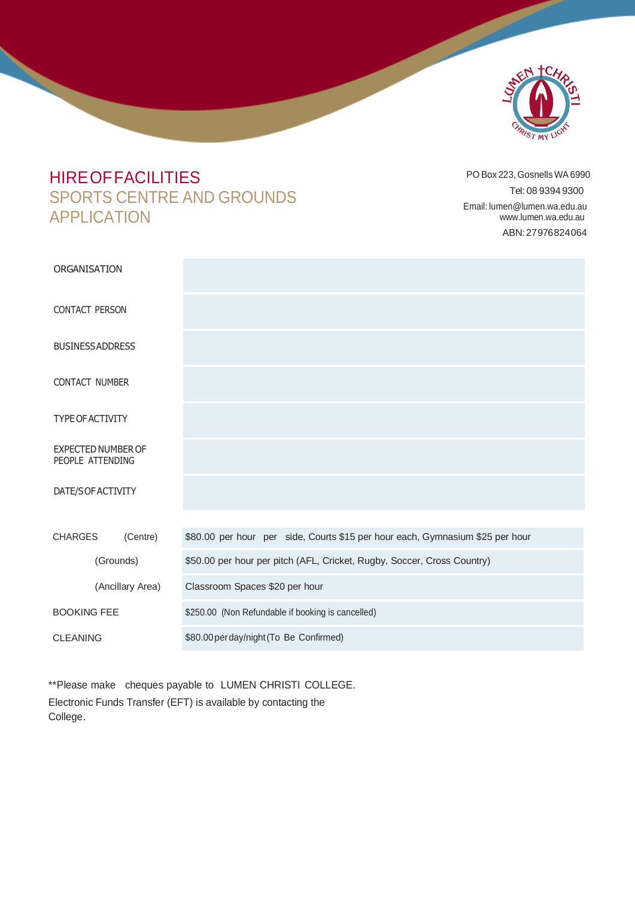# HIRE OF FACILITIES
## SPORTS CENTRE AND GROUNDS APPLICATION

PO Box 223, Gosnells WA 6990
Tel: 08 9394 9300
Email: lumen@lumen.wa.edu.au
www.lumen.wa.edu.au
ABN: 27976824064

| | |
|---|---|
| ORGANISATION | |
| CONTACT PERSON | |
| BUSINESS ADDRESS | |
| CONTACT NUMBER | |
| TYPE OF ACTIVITY | |
| EXPECTED NUMBER OF PEOPLE ATTENDING | |
| DATE/S OF ACTIVITY | |

| | |
|---|---|
| CHARGES (Centre) | $80.00 per hour per side, Courts $15 per hour each, Gymnasium $25 per hour |
| (Grounds) | $50.00 per hour per pitch (AFL, Cricket, Rugby, Soccer, Cross Country) |
| (Ancillary Area) | Classroom Spaces $20 per hour |
| BOOKING FEE | $250.00 (Non Refundable if booking is cancelled) |
| CLEANING | $80.00 per day/night (To Be Confirmed) |

**Please make cheques payable to LUMEN CHRISTI COLLEGE.
Electronic Funds Transfer (EFT) is available by contacting the College.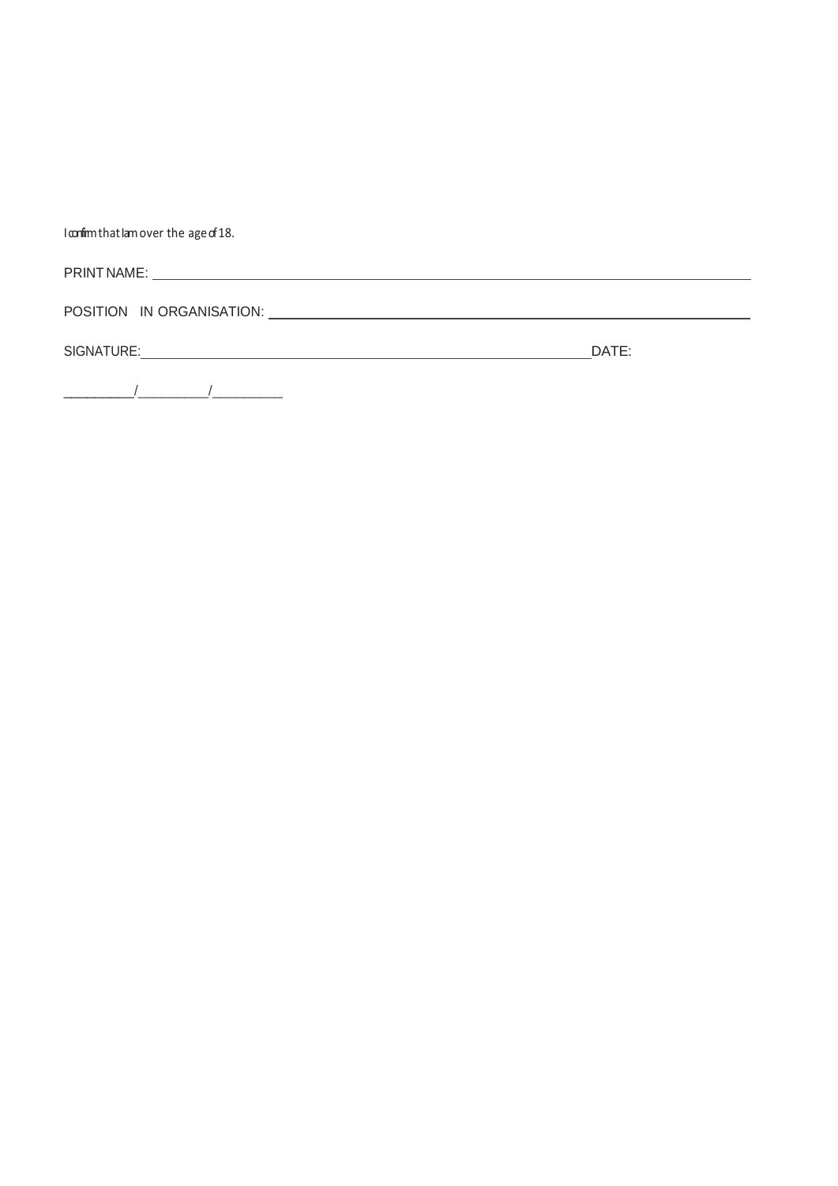I confirm that I am over the age of 18.

PRINT NAME: ______________________________________________________________________

POSITION IN ORGANISATION: _______________________________________________________

SIGNATURE: ____________________________________________________ DATE:

__________/__________/__________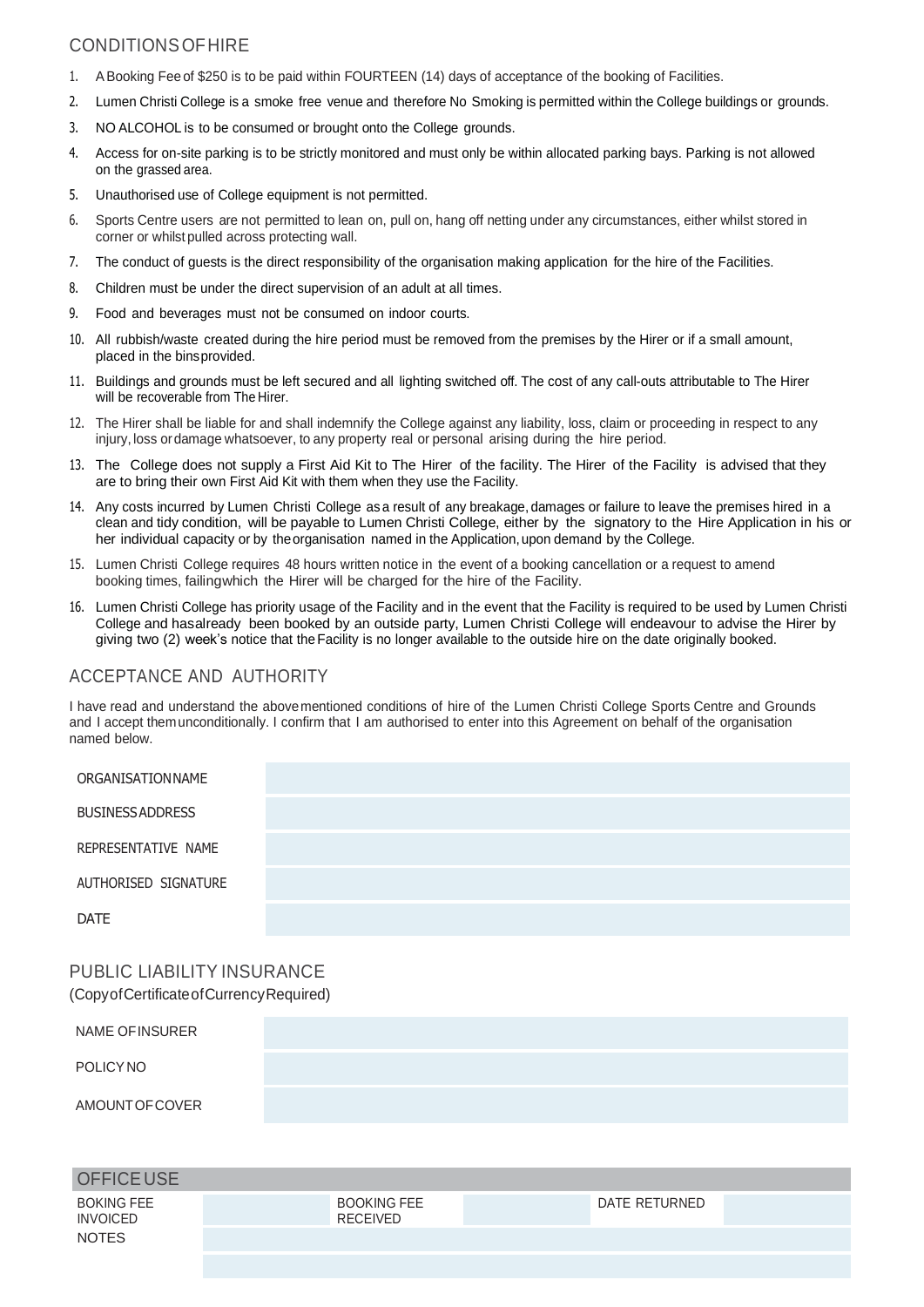## CONDITIONS OF HIRE

1. A Booking Fee of $250 is to be paid within FOURTEEN (14) days of acceptance of the booking of Facilities.
2. Lumen Christi College is a smoke free venue and therefore No Smoking is permitted within the College buildings or grounds.
3. NO ALCOHOL is to be consumed or brought onto the College grounds.
4. Access for on-site parking is to be strictly monitored and must only be within allocated parking bays. Parking is not allowed on the grassed area.
5. Unauthorised use of College equipment is not permitted.
6. Sports Centre users are not permitted to lean on, pull on, hang off netting under any circumstances, either whilst stored in corner or whilst pulled across protecting wall.
7. The conduct of guests is the direct responsibility of the organisation making application for the hire of the Facilities.
8. Children must be under the direct supervision of an adult at all times.
9. Food and beverages must not be consumed on indoor courts.
10. All rubbish/waste created during the hire period must be removed from the premises by the Hirer or if a small amount, placed in the bins provided.
11. Buildings and grounds must be left secured and all lighting switched off. The cost of any call-outs attributable to The Hirer will be recoverable from The Hirer.
12. The Hirer shall be liable for and shall indemnify the College against any liability, loss, claim or proceeding in respect to any injury, loss or damage whatsoever, to any property real or personal arising during the hire period.
13. The College does not supply a First Aid Kit to The Hirer of the facility. The Hirer of the Facility is advised that they are to bring their own First Aid Kit with them when they use the Facility.
14. Any costs incurred by Lumen Christi College as a result of any breakage, damages or failure to leave the premises hired in a clean and tidy condition, will be payable to Lumen Christi College, either by the signatory to the Hire Application in his or her individual capacity or by the organisation named in the Application, upon demand by the College.
15. Lumen Christi College requires 48 hours written notice in the event of a booking cancellation or a request to amend booking times, failing which the Hirer will be charged for the hire of the Facility.
16. Lumen Christi College has priority usage of the Facility and in the event that the Facility is required to be used by Lumen Christi College and has already been booked by an outside party, Lumen Christi College will endeavour to advise the Hirer by giving two (2) week's notice that the Facility is no longer available to the outside hire on the date originally booked.

## ACCEPTANCE AND AUTHORITY

I have read and understand the abovementioned conditions of hire of the Lumen Christi College Sports Centre and Grounds and I accept them unconditionally. I confirm that I am authorised to enter into this Agreement on behalf of the organisation named below.

| | |
|---|---|
| ORGANISATION NAME | |
| BUSINESS ADDRESS | |
| REPRESENTATIVE NAME | |
| AUTHORISED SIGNATURE | |
| DATE | |

## PUBLIC LIABILITY INSURANCE

(Copy of Certificate of Currency Required)

| | |
|---|---|
| NAME OF INSURER | |
| POLICY NO | |
| AMOUNT OF COVER | |

## OFFICE USE

| | | | | | |
|---|---|---|---|---|---|
| BOKING FEE INVOICED | | BOOKING FEE RECEIVED | | DATE RETURNED | |
| NOTES | | | | | |
| | | | | | |